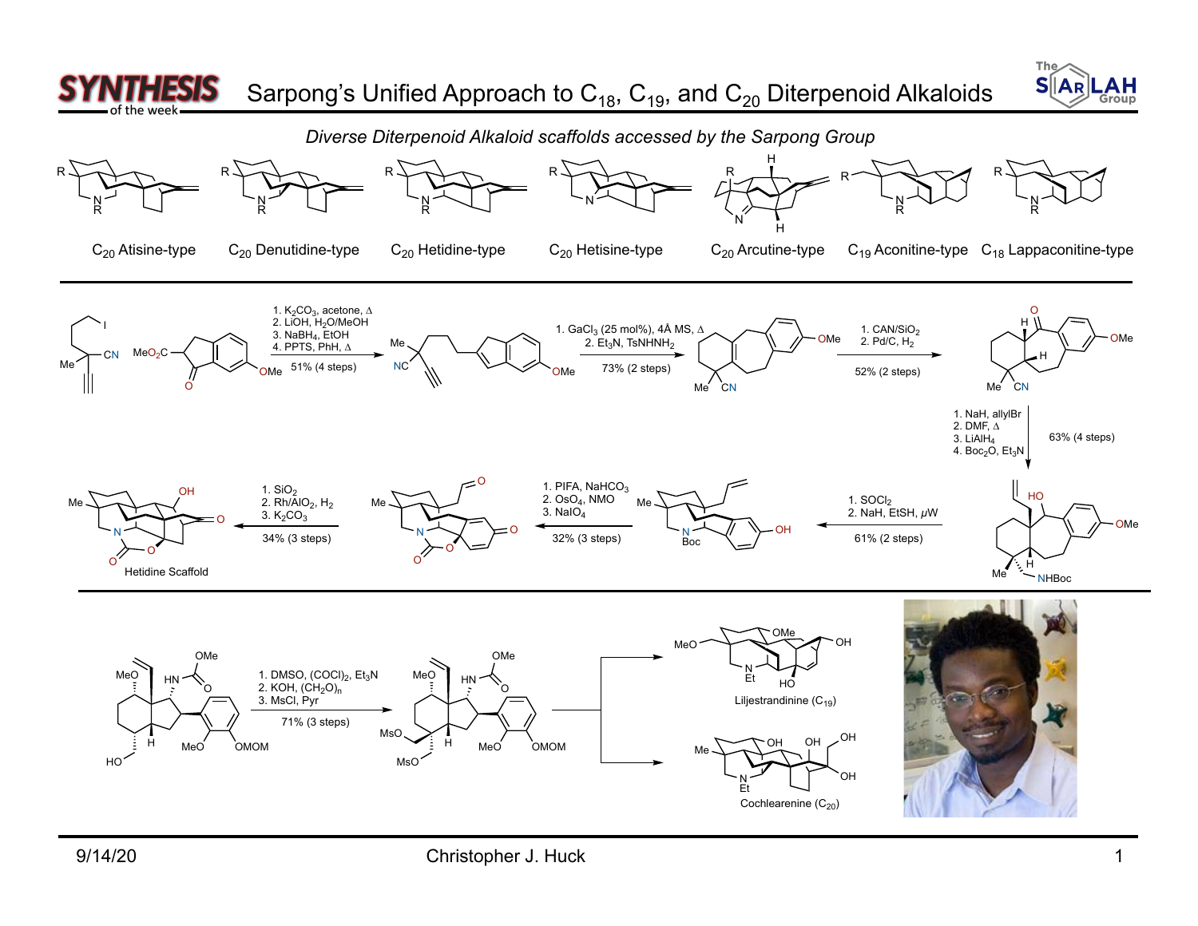# Sarpong's Unified Approach to $C_{18}$, $C_{19}$, and $C_{20}$ Diterpenoid Alkaloids

*Diverse Diterpenoid Alkaloid scaffolds accessed by the Sarpong Group*

$C_{20}$ Atisine-type | $C_{20}$ Denutidine-type | $C_{20}$ Hetidine-type | $C_{20}$ Hetisine-type | $C_{20}$ Arcutine-type | $C_{19}$ Aconitine-type | $C_{18}$ Lappaconitine-type

---

1. $K_2CO_3$, acetone, Δ
2. LiOH, $H_2O$/MeOH
3. $NaBH_4$, EtOH
4. PPTS, PhH, Δ

51% (4 steps)

1. $GaCl_3$ (25 mol%), 4Å MS, Δ
2. $Et_3N$, $TsNHNH_2$

73% (2 steps)

1. CAN/$SiO_2$
2. Pd/C, $H_2$

52% (2 steps)

1. NaH, allylBr
2. DMF, Δ
3. $LiAlH_4$
4. $Boc_2O$, $Et_3N$

63% (4 steps)

1. $SOCl_2$
2. NaH, EtSH, μW

61% (2 steps)

1. PIFA, $NaHCO_3$
2. $OsO_4$, NMO
3. $NaIO_4$

32% (3 steps)

1. $SiO_2$
2. $Rh/AlO_2$, $H_2$
3. $K_2CO_3$

34% (3 steps)

Hetidine Scaffold

---

1. DMSO, $(COCl)_2$, $Et_3N$
2. KOH, $(CH_2O)_n$
3. MsCl, Pyr

71% (3 steps)

Liljestrandinine ($C_{19}$)

Cochlearenine ($C_{20}$)

Christopher J. Huck

9/14/20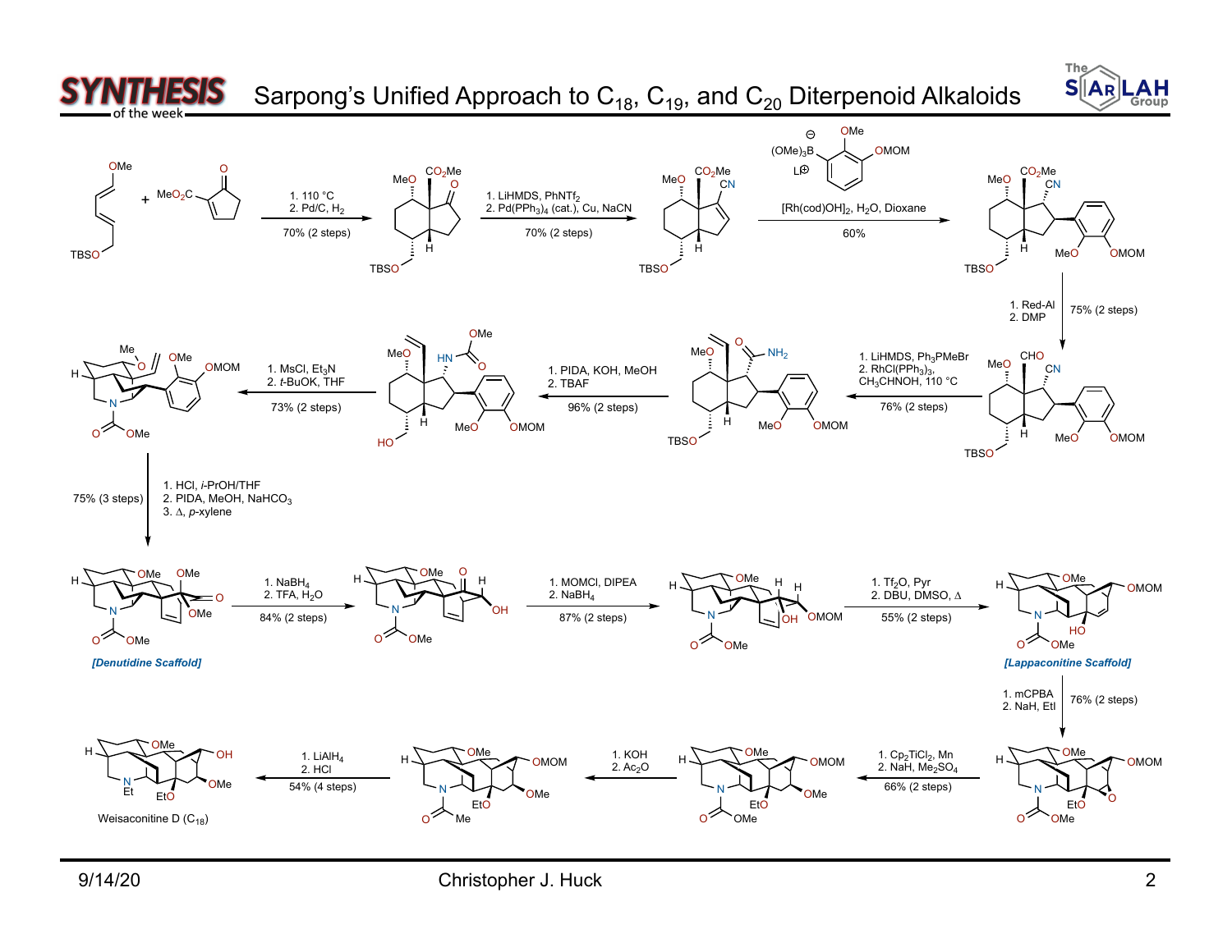# Sarpong's Unified Approach to $C_{18}$, $C_{19}$, and $C_{20}$ Diterpenoid Alkaloids

1. 110 °C
2. Pd/C, $H_2$

70% (2 steps)

1. LiHMDS, $PhNTf_2$
2. $Pd(PPh_3)_4$ (cat.), Cu, NaCN

70% (2 steps)

$[Rh(cod)OH]_2$, $H_2O$, Dioxane

60%

1. Red-Al
2. DMP

75% (2 steps)

1. LiHMDS, $Ph_3PMeBr$
2. $RhCl(PPh_3)_3$, $CH_3CHNOH$, 110 °C

76% (2 steps)

1. PIDA, KOH, MeOH
2. TBAF

96% (2 steps)

1. MsCl, $Et_3N$
2. *t*-BuOK, THF

73% (2 steps)

1. HCl, *i*-PrOH/THF
2. PIDA, MeOH, $NaHCO_3$
3. Δ, *p*-xylene

75% (3 steps)

*[Denutidine Scaffold]*

1. $NaBH_4$
2. TFA, $H_2O$

84% (2 steps)

1. MOMCl, DIPEA
2. $NaBH_4$

87% (2 steps)

1. $Tf_2O$, Pyr
2. DBU, DMSO, Δ

55% (2 steps)

*[Lappaconitine Scaffold]*

1. mCPBA
2. NaH, EtI

76% (2 steps)

1. $Cp_2TiCl_2$, Mn
2. NaH, $Me_2SO_4$

66% (2 steps)

1. KOH
2. $Ac_2O$

1. $LiAlH_4$
2. HCl

54% (4 steps)

Weisaconitine D ($C_{18}$)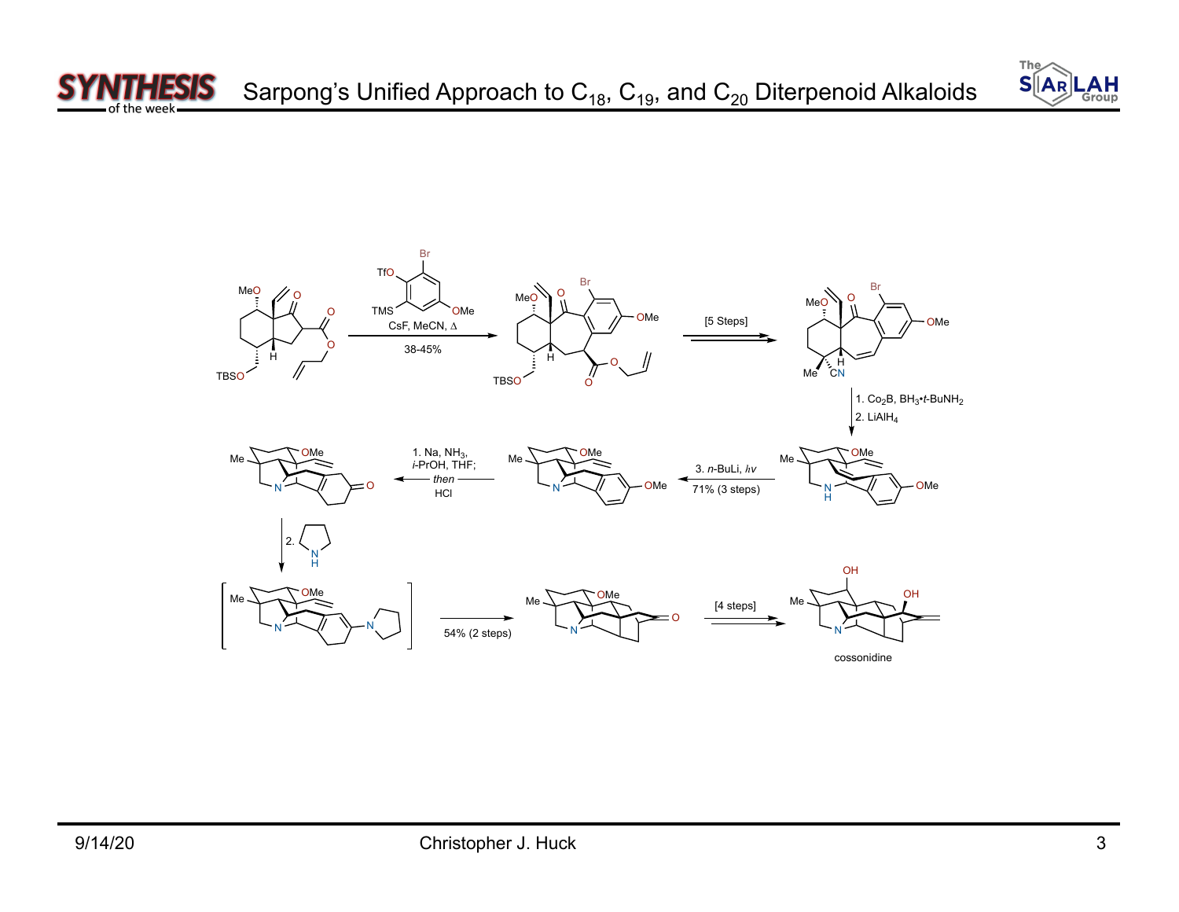# Sarpong's Unified Approach to $C_{18}$, $C_{19}$, and $C_{20}$ Diterpenoid Alkaloids

MeO

O

O

O

H

TBSO

TfO

Br

TMS

OMe

CsF, MeCN, Δ

38-45%

MeO

O

Br

OMe

H

TBSO

O

O

[5 Steps]

MeO

O

Br

OMe

Me

H

CN

1. $Co_2B$, $BH_3$•*t*-$BuNH_2$

2. $LiAlH_4$

Me

OMe

N

H

OMe

3. *n*-BuLi, *hv*

71% (3 steps)

Me

OMe

N

OMe

1. Na, $NH_3$, *i*-PrOH, THF; *then* HCl

Me

OMe

N

O

2. pyrrolidine (N H)

Me

OMe

N

N

54% (2 steps)

Me

OMe

N

O

[4 steps]

OH

OH

Me

N

cossonidine